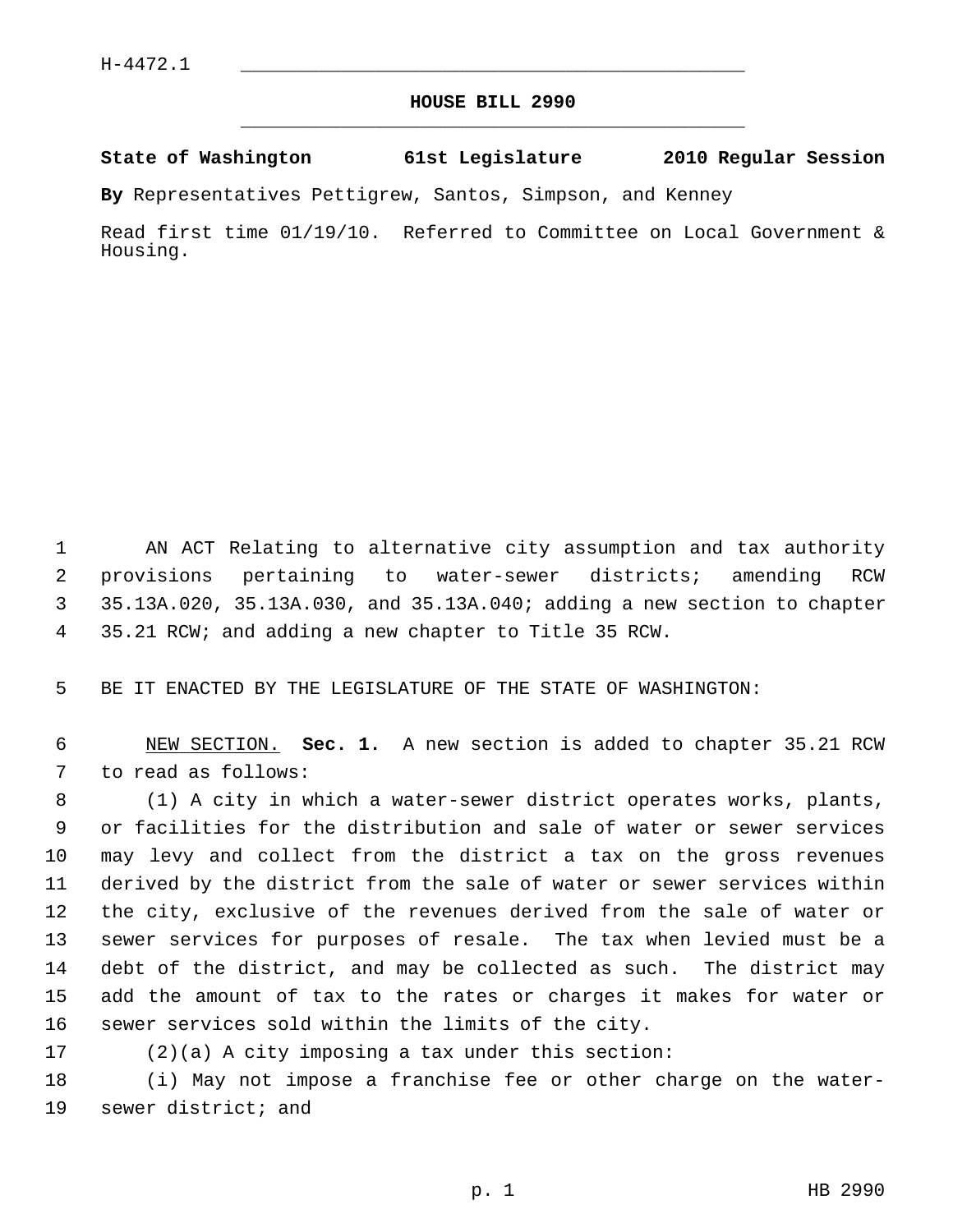H-4472.1

# HOUSE BILL 2990

**State of Washington 61st Legislature 2010 Regular Session**

**By** Representatives Pettigrew, Santos, Simpson, and Kenney

Read first time 01/19/10. Referred to Committee on Local Government & Housing.

AN ACT Relating to alternative city assumption and tax authority provisions pertaining to water-sewer districts; amending RCW 35.13A.020, 35.13A.030, and 35.13A.040; adding a new section to chapter 35.21 RCW; and adding a new chapter to Title 35 RCW.

BE IT ENACTED BY THE LEGISLATURE OF THE STATE OF WASHINGTON:

NEW SECTION. **Sec. 1.** A new section is added to chapter 35.21 RCW to read as follows:

(1) A city in which a water-sewer district operates works, plants, or facilities for the distribution and sale of water or sewer services may levy and collect from the district a tax on the gross revenues derived by the district from the sale of water or sewer services within the city, exclusive of the revenues derived from the sale of water or sewer services for purposes of resale. The tax when levied must be a debt of the district, and may be collected as such. The district may add the amount of tax to the rates or charges it makes for water or sewer services sold within the limits of the city.

(2)(a) A city imposing a tax under this section:

(i) May not impose a franchise fee or other charge on the water-sewer district; and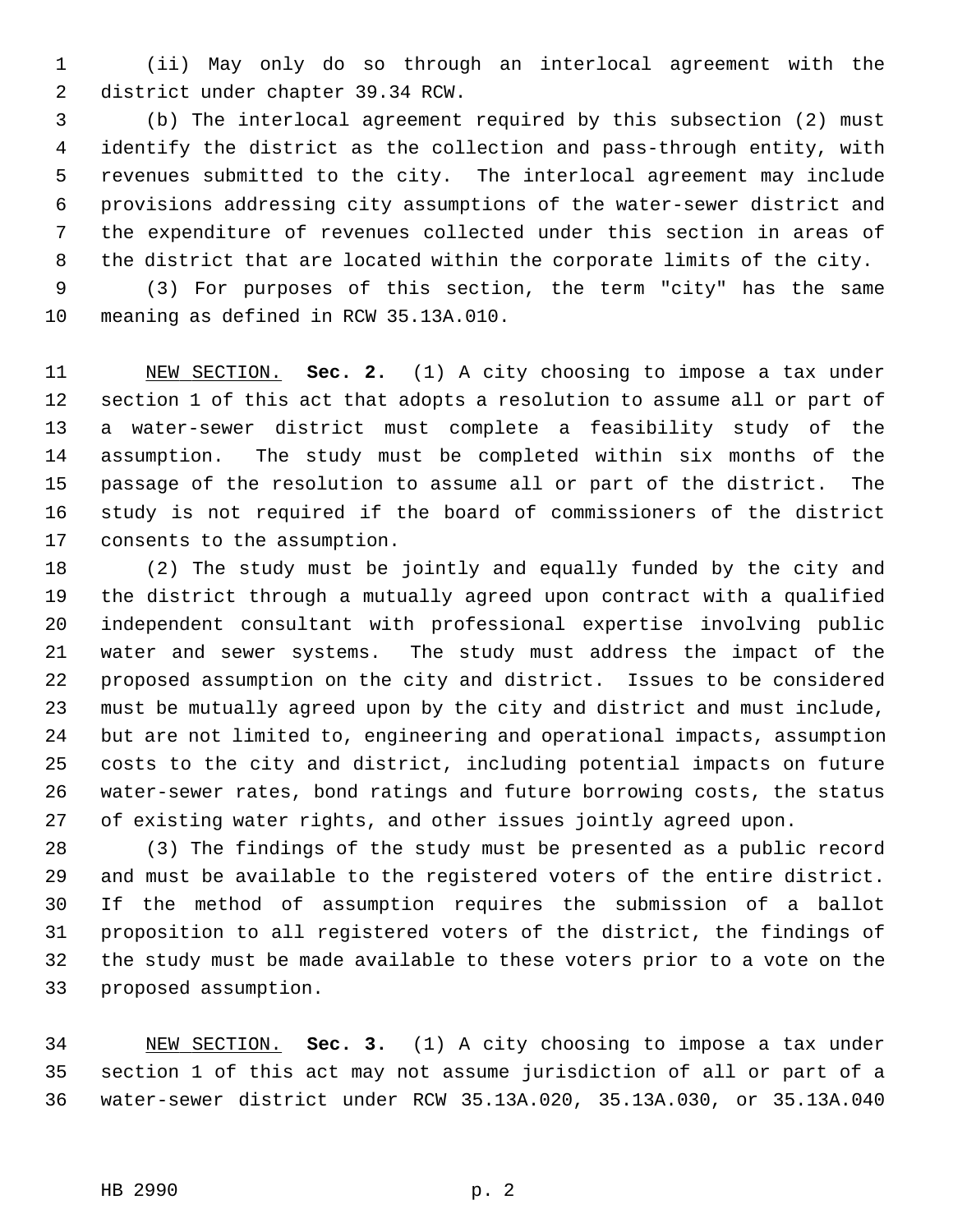(ii) May only do so through an interlocal agreement with the district under chapter 39.34 RCW.

(b) The interlocal agreement required by this subsection (2) must identify the district as the collection and pass-through entity, with revenues submitted to the city. The interlocal agreement may include provisions addressing city assumptions of the water-sewer district and the expenditure of revenues collected under this section in areas of the district that are located within the corporate limits of the city.

(3) For purposes of this section, the term "city" has the same meaning as defined in RCW 35.13A.010.

NEW SECTION. **Sec. 2.** (1) A city choosing to impose a tax under section 1 of this act that adopts a resolution to assume all or part of a water-sewer district must complete a feasibility study of the assumption. The study must be completed within six months of the passage of the resolution to assume all or part of the district. The study is not required if the board of commissioners of the district consents to the assumption.

(2) The study must be jointly and equally funded by the city and the district through a mutually agreed upon contract with a qualified independent consultant with professional expertise involving public water and sewer systems. The study must address the impact of the proposed assumption on the city and district. Issues to be considered must be mutually agreed upon by the city and district and must include, but are not limited to, engineering and operational impacts, assumption costs to the city and district, including potential impacts on future water-sewer rates, bond ratings and future borrowing costs, the status of existing water rights, and other issues jointly agreed upon.

(3) The findings of the study must be presented as a public record and must be available to the registered voters of the entire district. If the method of assumption requires the submission of a ballot proposition to all registered voters of the district, the findings of the study must be made available to these voters prior to a vote on the proposed assumption.

NEW SECTION. **Sec. 3.** (1) A city choosing to impose a tax under section 1 of this act may not assume jurisdiction of all or part of a water-sewer district under RCW 35.13A.020, 35.13A.030, or 35.13A.040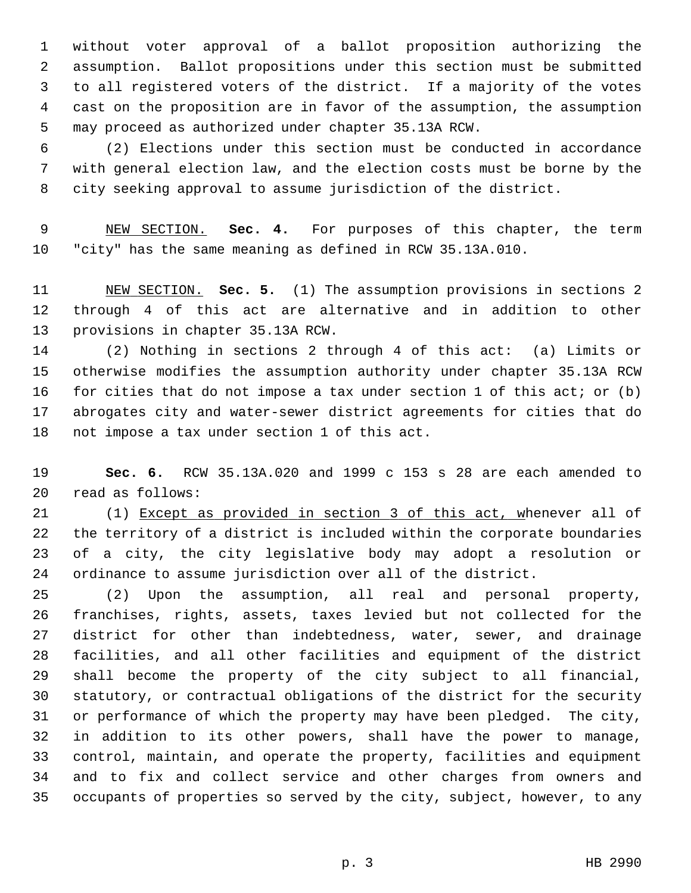without voter approval of a ballot proposition authorizing the assumption. Ballot propositions under this section must be submitted to all registered voters of the district. If a majority of the votes cast on the proposition are in favor of the assumption, the assumption may proceed as authorized under chapter 35.13A RCW.

(2) Elections under this section must be conducted in accordance with general election law, and the election costs must be borne by the city seeking approval to assume jurisdiction of the district.

NEW SECTION. **Sec. 4.** For purposes of this chapter, the term "city" has the same meaning as defined in RCW 35.13A.010.

NEW SECTION. **Sec. 5.** (1) The assumption provisions in sections 2 through 4 of this act are alternative and in addition to other provisions in chapter 35.13A RCW.

(2) Nothing in sections 2 through 4 of this act: (a) Limits or otherwise modifies the assumption authority under chapter 35.13A RCW for cities that do not impose a tax under section 1 of this act; or (b) abrogates city and water-sewer district agreements for cities that do not impose a tax under section 1 of this act.

**Sec. 6.** RCW 35.13A.020 and 1999 c 153 s 28 are each amended to read as follows:

(1) Except as provided in section 3 of this act, whenever all of the territory of a district is included within the corporate boundaries of a city, the city legislative body may adopt a resolution or ordinance to assume jurisdiction over all of the district.

(2) Upon the assumption, all real and personal property, franchises, rights, assets, taxes levied but not collected for the district for other than indebtedness, water, sewer, and drainage facilities, and all other facilities and equipment of the district shall become the property of the city subject to all financial, statutory, or contractual obligations of the district for the security or performance of which the property may have been pledged. The city, in addition to its other powers, shall have the power to manage, control, maintain, and operate the property, facilities and equipment and to fix and collect service and other charges from owners and occupants of properties so served by the city, subject, however, to any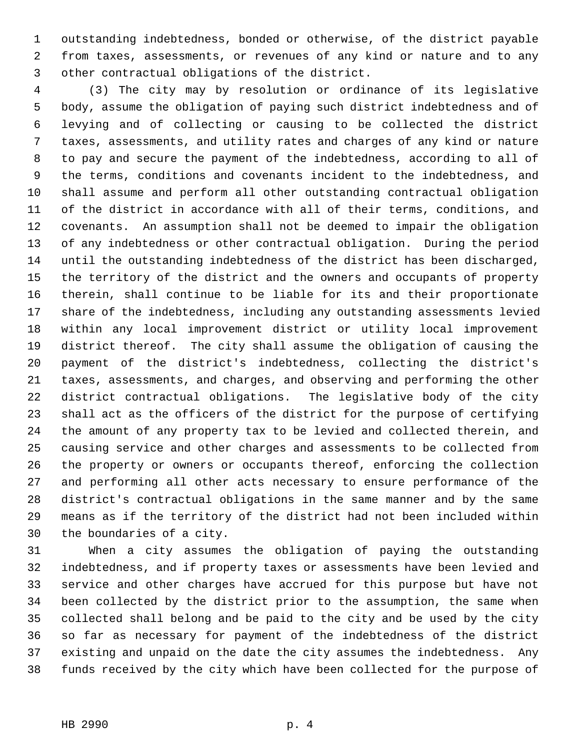outstanding indebtedness, bonded or otherwise, of the district payable from taxes, assessments, or revenues of any kind or nature and to any other contractual obligations of the district.

(3) The city may by resolution or ordinance of its legislative body, assume the obligation of paying such district indebtedness and of levying and of collecting or causing to be collected the district taxes, assessments, and utility rates and charges of any kind or nature to pay and secure the payment of the indebtedness, according to all of the terms, conditions and covenants incident to the indebtedness, and shall assume and perform all other outstanding contractual obligation of the district in accordance with all of their terms, conditions, and covenants. An assumption shall not be deemed to impair the obligation of any indebtedness or other contractual obligation. During the period until the outstanding indebtedness of the district has been discharged, the territory of the district and the owners and occupants of property therein, shall continue to be liable for its and their proportionate share of the indebtedness, including any outstanding assessments levied within any local improvement district or utility local improvement district thereof. The city shall assume the obligation of causing the payment of the district's indebtedness, collecting the district's taxes, assessments, and charges, and observing and performing the other district contractual obligations. The legislative body of the city shall act as the officers of the district for the purpose of certifying the amount of any property tax to be levied and collected therein, and causing service and other charges and assessments to be collected from the property or owners or occupants thereof, enforcing the collection and performing all other acts necessary to ensure performance of the district's contractual obligations in the same manner and by the same means as if the territory of the district had not been included within the boundaries of a city.

When a city assumes the obligation of paying the outstanding indebtedness, and if property taxes or assessments have been levied and service and other charges have accrued for this purpose but have not been collected by the district prior to the assumption, the same when collected shall belong and be paid to the city and be used by the city so far as necessary for payment of the indebtedness of the district existing and unpaid on the date the city assumes the indebtedness. Any funds received by the city which have been collected for the purpose of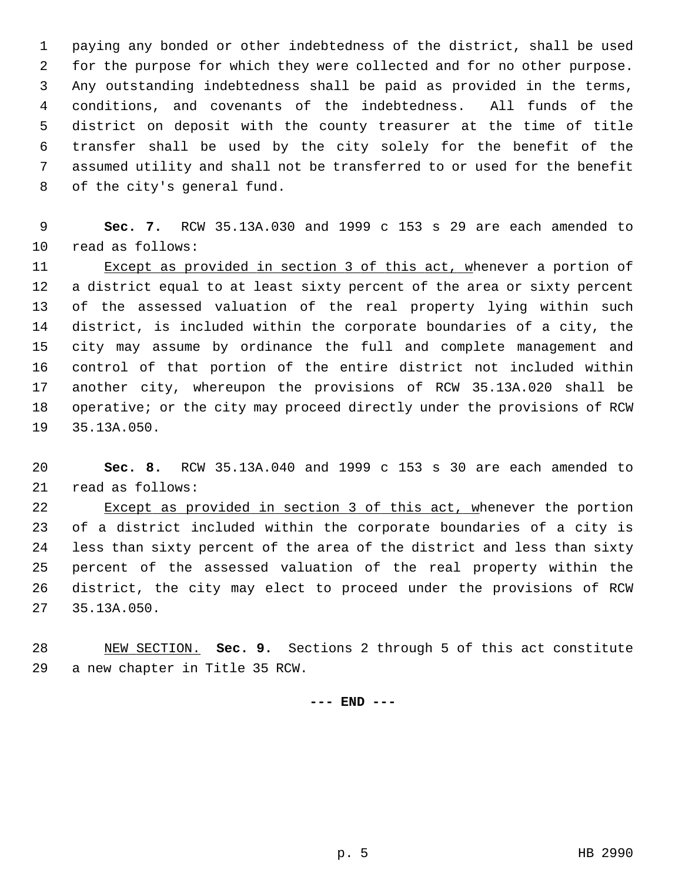paying any bonded or other indebtedness of the district, shall be used for the purpose for which they were collected and for no other purpose. Any outstanding indebtedness shall be paid as provided in the terms, conditions, and covenants of the indebtedness. All funds of the district on deposit with the county treasurer at the time of title transfer shall be used by the city solely for the benefit of the assumed utility and shall not be transferred to or used for the benefit of the city's general fund.

**Sec. 7.** RCW 35.13A.030 and 1999 c 153 s 29 are each amended to read as follows:

Except as provided in section 3 of this act, whenever a portion of a district equal to at least sixty percent of the area or sixty percent of the assessed valuation of the real property lying within such district, is included within the corporate boundaries of a city, the city may assume by ordinance the full and complete management and control of that portion of the entire district not included within another city, whereupon the provisions of RCW 35.13A.020 shall be operative; or the city may proceed directly under the provisions of RCW 35.13A.050.

**Sec. 8.** RCW 35.13A.040 and 1999 c 153 s 30 are each amended to read as follows:

Except as provided in section 3 of this act, whenever the portion of a district included within the corporate boundaries of a city is less than sixty percent of the area of the district and less than sixty percent of the assessed valuation of the real property within the district, the city may elect to proceed under the provisions of RCW 35.13A.050.

NEW SECTION. **Sec. 9.** Sections 2 through 5 of this act constitute a new chapter in Title 35 RCW.

**--- END ---**